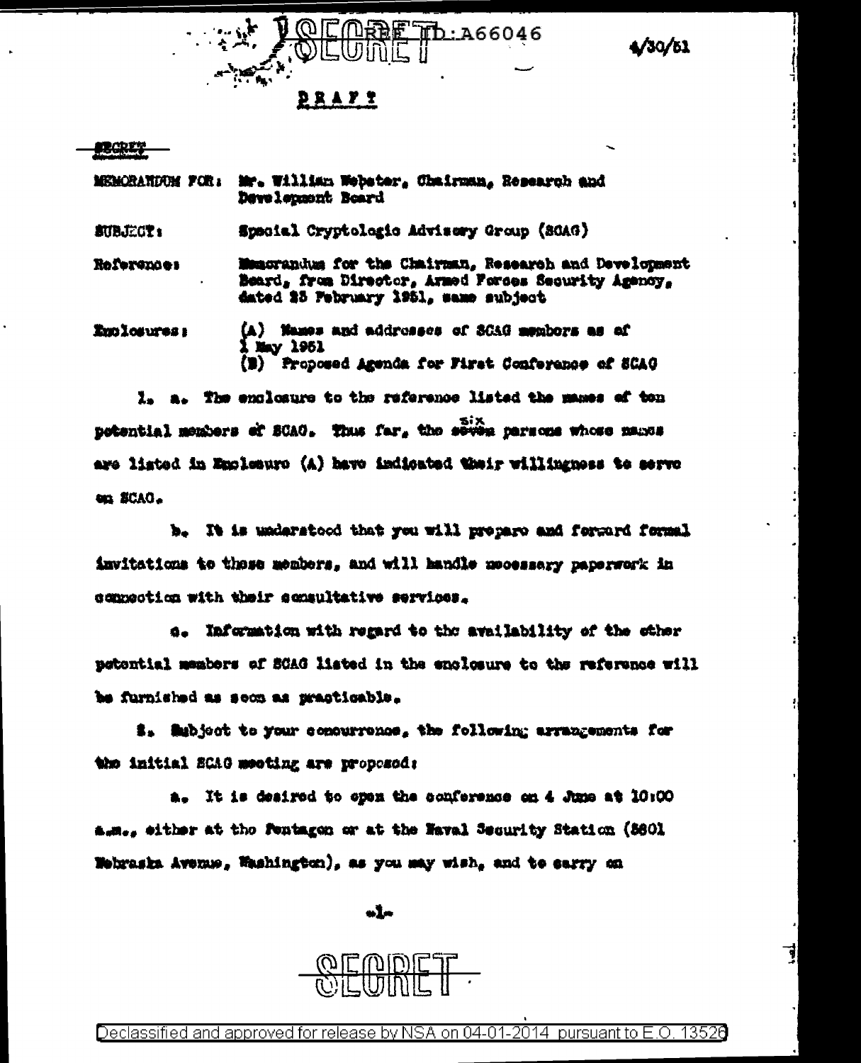SECRET REF ID:A66046

4/30/51

DRAFT

SECRET

MEMORANDUM FOR: Mr. William Webster, Chairman, Research and Development Board

SUBJECT: Special Cryptologic Advisory Group (SCAG)

Reference: Memorandum for the Chairman, Research and Development Board, from Director, Armed Forces Security Agency, dated 23 February 1951, same subject

Enclosures: (A) Names and addresses of SCAG members as of 1 May 1951
(B) Proposed Agenda for First Conference of SCAG

1. a. The enclosure to the reference listed the names of ten potential members of SCAG. Thus far, the six persons whose names are listed in Enclosure (A) have indicated their willingness to serve on SCAG.

b. It is understood that you will prepare and forward formal invitations to those members, and will handle necessary paperwork in connection with their consultative services.

c. Information with regard to the availability of the other potential members of SCAG listed in the enclosure to the reference will be furnished as soon as practicable.

2. Subject to your concurrence, the following arrangements for the initial SCAG meeting are proposed:

a. It is desired to open the conference on 4 June at 10:00 a.m., either at the Pentagon or at the Naval Security Station (3801 Nebraska Avenue, Washington), as you may wish, and to carry on

SECRET

Declassified and approved for release by NSA on 04-01-2014 pursuant to E.O. 13526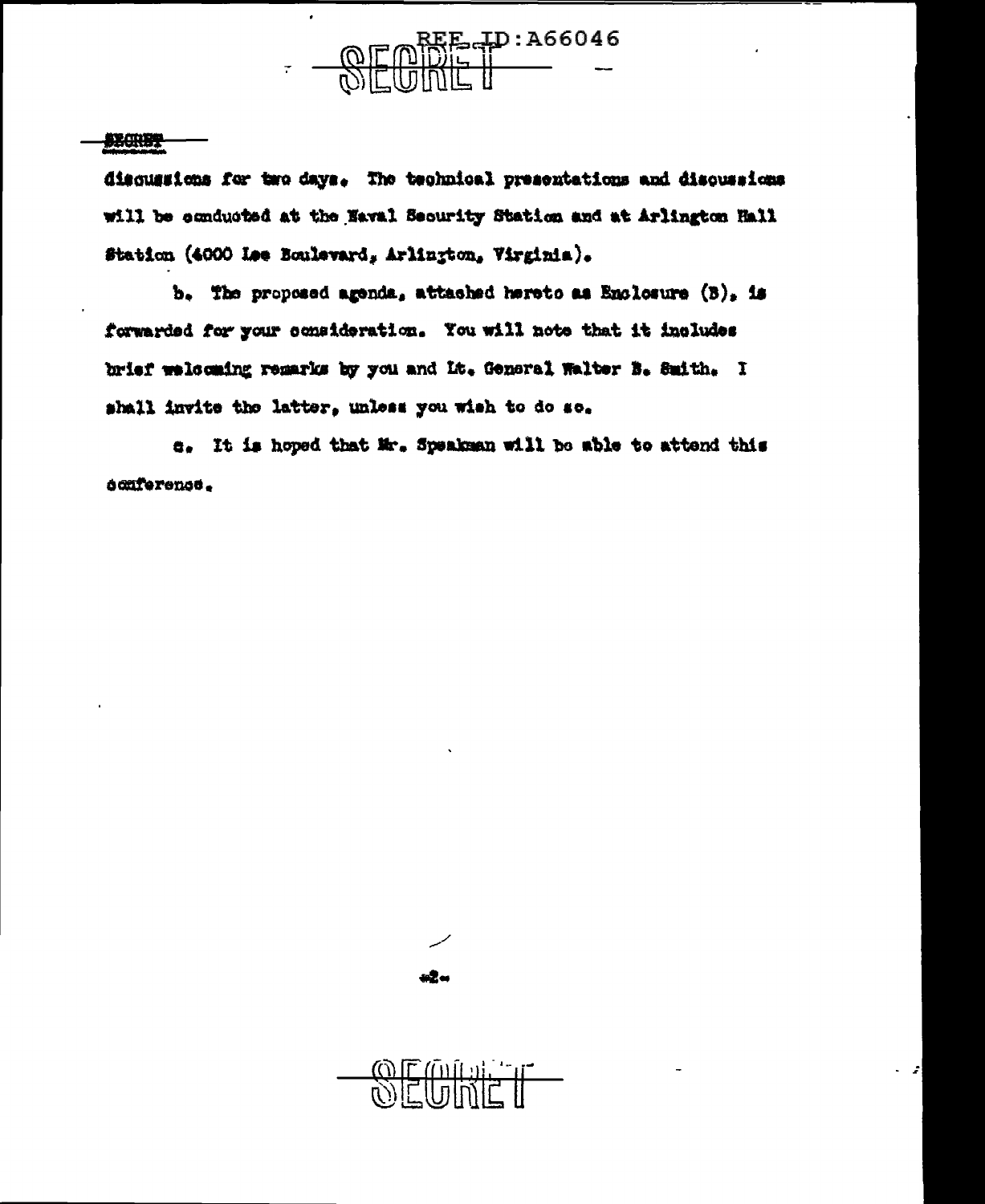discussions for two days. The technical presentations and discussions will be conducted at the Naval Security Station and at Arlington Hall Station (4000 Lee Boulevard, Arlington, Virginia).

b. The proposed agenda, attached hereto as Enclosure (B), is forwarded for your consideration. You will note that it includes brief welcoming remarks by you and Lt. General Walter B. Smith. I shall invite the latter, unless you wish to do so.

c. It is hoped that Mr. Speakman will be able to attend this conference.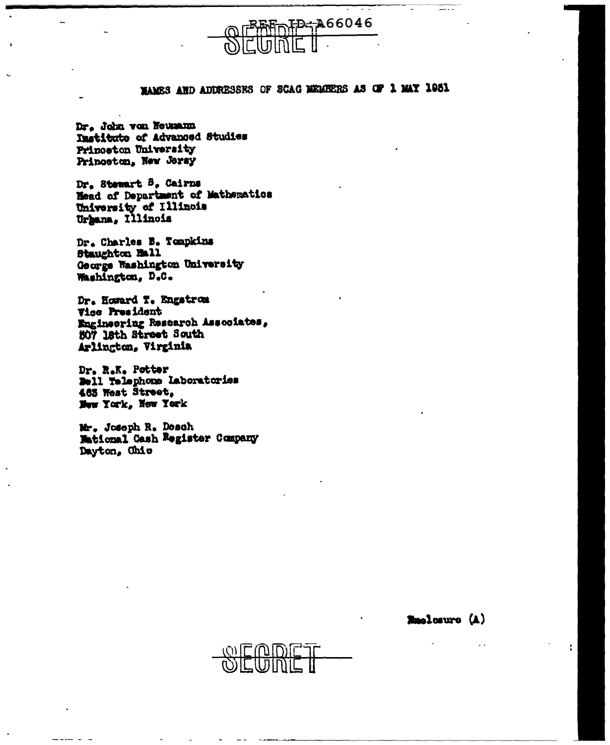REF ID:A66046

SECRET

## NAMES AND ADDRESSES OF SCAG MEMBERS AS OF 1 MAY 1951

Dr. John von Neumann
Institute of Advanced Studies
Princeton University
Princeton, New Jersy

Dr. Stewart S. Cairns
Head of Department of Mathematics
University of Illinois
Urbana, Illinois

Dr. Charles B. Tompkins
Staughton Hall
George Washington University
Washington, D.C.

Dr. Howard T. Engstrom
Vice President
Engineering Research Associates,
507 18th Street South
Arlington, Virginia

Dr. R.K. Potter
Bell Telephone Laboratories
463 West Street,
New York, New York

Mr. Joseph R. Desch
National Cash Register Company
Dayton, Ohio

Inclosure (A)

SECRET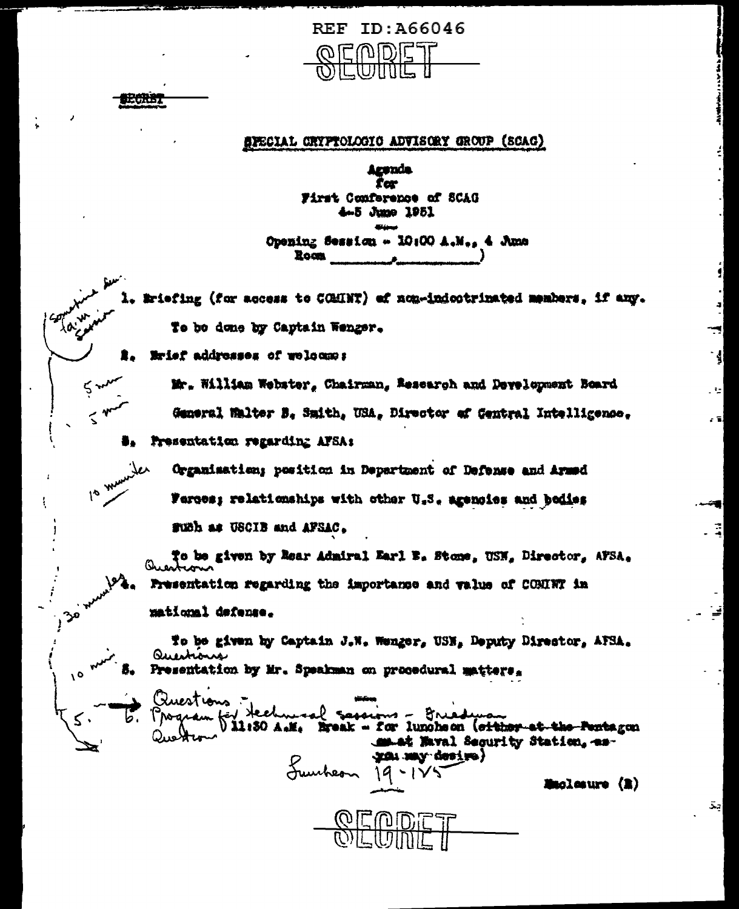REF ID:A66046

SECRET

SECRET

SPECIAL CRYPTOLOGIC ADVISORY GROUP (SCAG)

Agenda
for
First Conference of SCAG
4-5 June 1951

Opening Session - 10:00 A.M., 4 June
Room ________, ________)

1. Briefing (for access to COMINT) of non-indoctrinated members, if any.

   To be done by Captain Wenger.

2. Brief addresses of welcome:

   Mr. William Webster, Chairman, Research and Development Board

   General Walter B. Smith, USA, Director of Central Intelligence.

3. Presentation regarding AFSA:

   Organization; position in Department of Defense and Armed Forces; relationships with other U.S. agencies and bodies such as USCIB and AFSAC.

   To be given by Rear Admiral Earl E. Stone, USN, Director, AFSA.

4. Presentation regarding the importance and value of COMINT in national defense.

   To be given by Captain J.N. Wenger, USN, Deputy Director, AFSA.

5. Presentation by Mr. Speakman on procedural matters.

6. 11:30 A.M. Break - for luncheon (~~either at the Pentagon~~ ~~or~~ at Naval Security Station, ~~as you may desire~~)

Enclosure (2)

SECRET

*[Handwritten annotations: "Something for farm Session" beside item 1; "5 min" beside Webster; "5 min" beside Smith; "10 minutes" beside item 3; "Questions" after item 3; "30 minutes" beside item 4; "Questions" after item 4; "10 min" beside item 5; "Questions - Program for technical sessions - Friedman" and "5." "Question" beside item 6; "Luncheon 19-1 VS" below item 6]*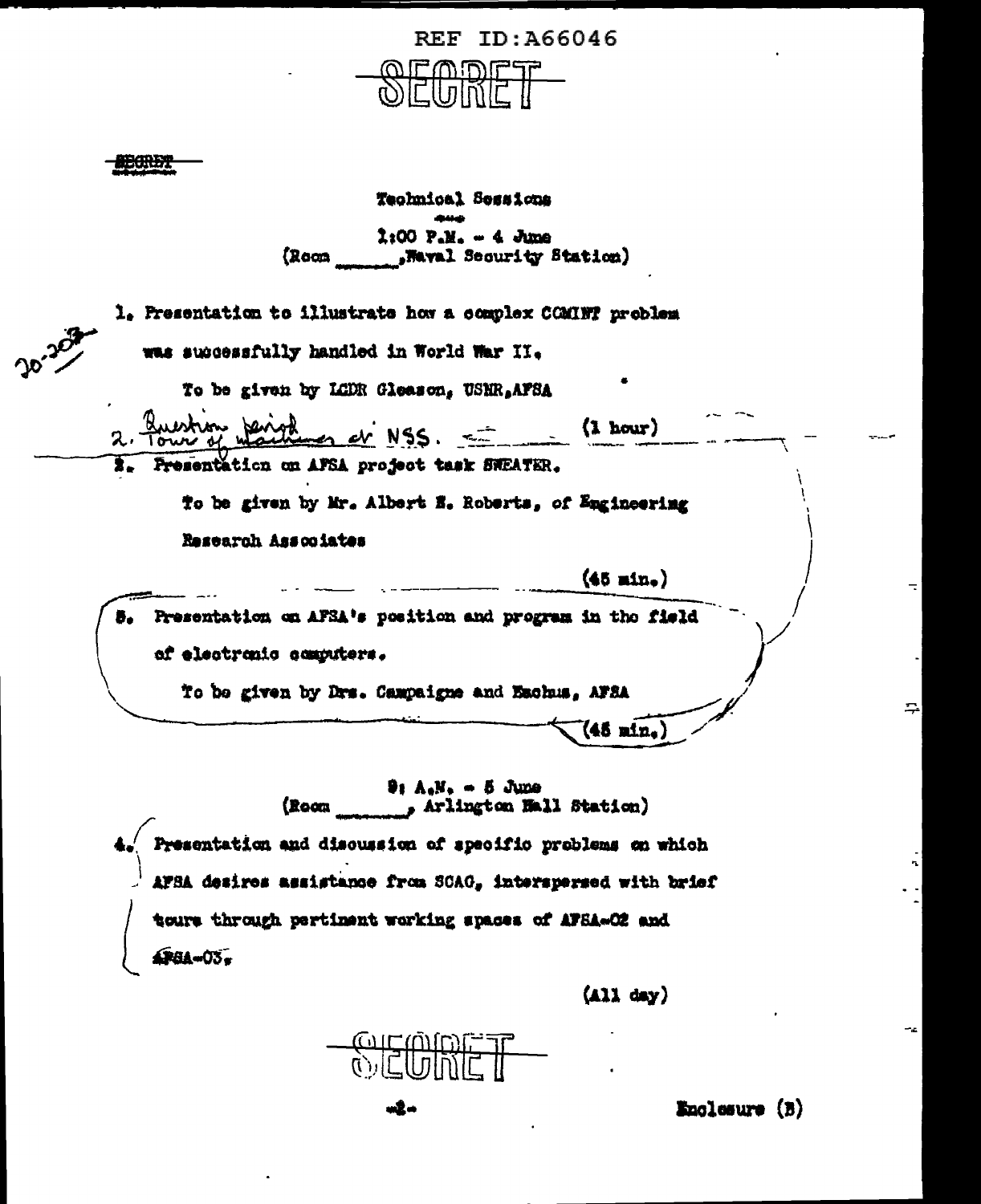REF ID:A66046

SECRET

SECRET

Technical Sessions

1:00 P.M. - 4 June
(Room ______, Naval Security Station)

20-203

1. Presentation to illustrate how a complex COMINT problem was successfully handled in World War II.

   To be given by LCDR Gleason, USNR, AFSA

2. Question period
   Tour of machines at NSS. (1 hour)

2. Presentation on AFSA project task SWEATER.

   To be given by Mr. Albert E. Roberts, of Engineering Research Associates

   (45 min.)

3. Presentation on AFSA's position and program in the field of electronic computers.

   To be given by Drs. Campaigne and Eachus, AFSA

   (45 min.)

9: A.M. - 5 June
(Room ______, Arlington Hall Station)

4. Presentation and discussion of specific problems on which AFSA desires assistance from SCAG, interspersed with brief tours through pertinent working spaces of AFSA-02 and AFSA-03.

   (All day)

SECRET

Enclosure (B)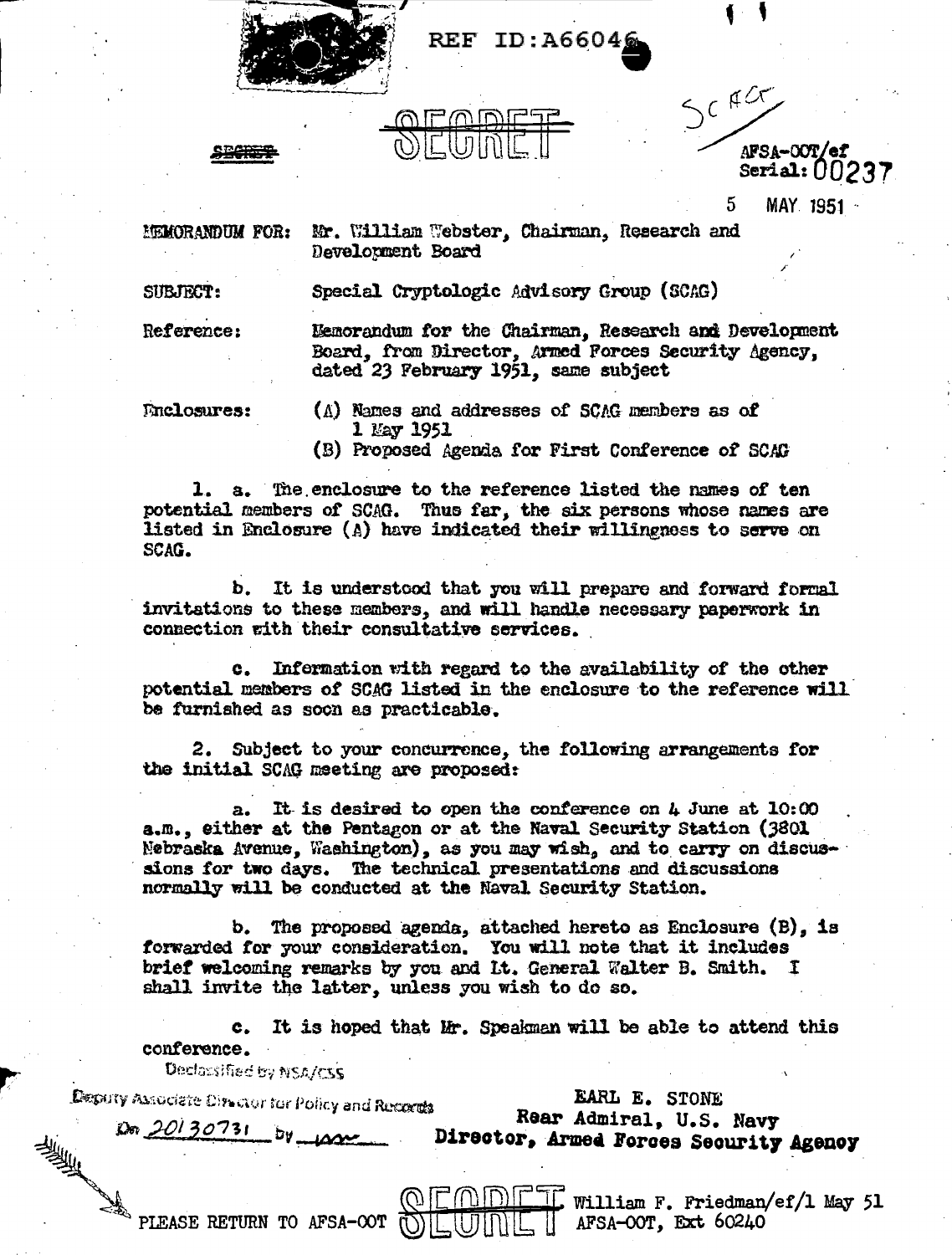REF ID:A66046

SECRET

SECRET

SCAG

AFSA-OOT/ef
Serial: 00237

5 MAY 1951

MEMORANDUM FOR: Mr. William Webster, Chairman, Research and Development Board

SUBJECT: Special Cryptologic Advisory Group (SCAG)

Reference: Memorandum for the Chairman, Research and Development Board, from Director, Armed Forces Security Agency, dated 23 February 1951, same subject

Enclosures: (A) Names and addresses of SCAG members as of 1 May 1951
(B) Proposed Agenda for First Conference of SCAG

1. a. The enclosure to the reference listed the names of ten potential members of SCAG. Thus far, the six persons whose names are listed in Enclosure (A) have indicated their willingness to serve on SCAG.

b. It is understood that you will prepare and forward formal invitations to these members, and will handle necessary paperwork in connection with their consultative services.

c. Information with regard to the availability of the other potential members of SCAG listed in the enclosure to the reference will be furnished as soon as practicable.

2. Subject to your concurrence, the following arrangements for the initial SCAG meeting are proposed:

a. It is desired to open the conference on 4 June at 10:00 a.m., either at the Pentagon or at the Naval Security Station (3801 Nebraska Avenue, Washington), as you may wish, and to carry on discussions for two days. The technical presentations and discussions normally will be conducted at the Naval Security Station.

b. The proposed agenda, attached hereto as Enclosure (B), is forwarded for your consideration. You will note that it includes brief welcoming remarks by you and Lt. General Walter B. Smith. I shall invite the latter, unless you wish to do so.

c. It is hoped that Mr. Speakman will be able to attend this conference.

Declassified by NSA/CSS
Deputy Associate Director for Policy and Records
On 20130731 by

EARL E. STONE
Rear Admiral, U.S. Navy
Director, Armed Forces Security Agency

PLEASE RETURN TO AFSA-OOT

SECRET

William F. Friedman/ef/1 May 51
AFSA-OOT, Ext 60240